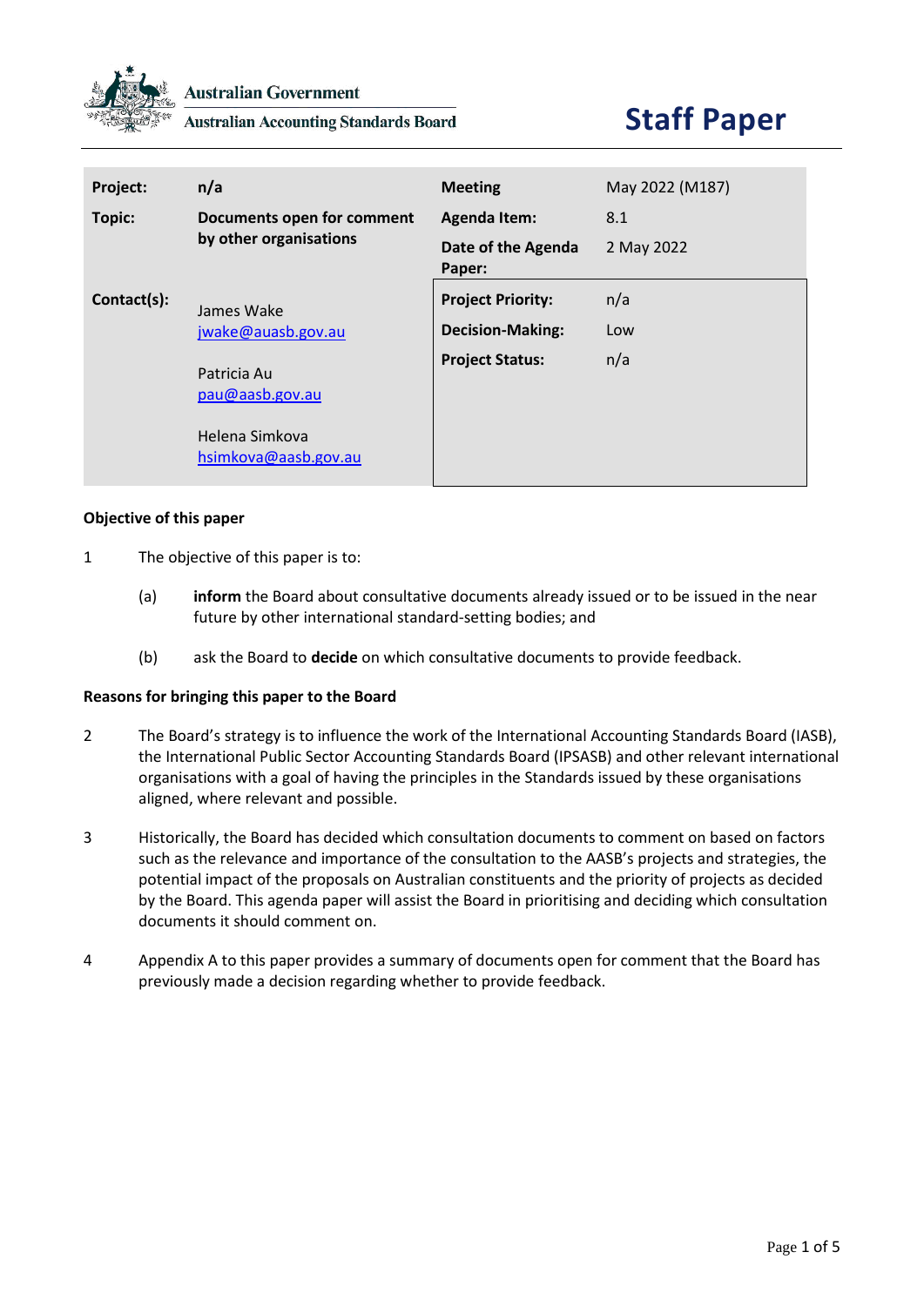Australian Government

Australian Accounting Standards Board

# Staff Paper

| Project: | n/a | Meeting | May 2022 (M187) |
|---|---|---|---|
| Topic: | Documents open for comment by other organisations | Agenda Item: | 8.1 |
| | | Date of the Agenda Paper: | 2 May 2022 |
| Contact(s): | James Wake<br>jwake@auasb.gov.au<br><br>Patricia Au<br>pau@aasb.gov.au<br><br>Helena Simkova<br>hsimkova@aasb.gov.au | Project Priority: | n/a |
| | | Decision-Making: | Low |
| | | Project Status: | n/a |

**Objective of this paper**

1 The objective of this paper is to:

(a) **inform** the Board about consultative documents already issued or to be issued in the near future by other international standard-setting bodies; and

(b) ask the Board to **decide** on which consultative documents to provide feedback.

**Reasons for bringing this paper to the Board**

2 The Board's strategy is to influence the work of the International Accounting Standards Board (IASB), the International Public Sector Accounting Standards Board (IPSASB) and other relevant international organisations with a goal of having the principles in the Standards issued by these organisations aligned, where relevant and possible.

3 Historically, the Board has decided which consultation documents to comment on based on factors such as the relevance and importance of the consultation to the AASB's projects and strategies, the potential impact of the proposals on Australian constituents and the priority of projects as decided by the Board. This agenda paper will assist the Board in prioritising and deciding which consultation documents it should comment on.

4 Appendix A to this paper provides a summary of documents open for comment that the Board has previously made a decision regarding whether to provide feedback.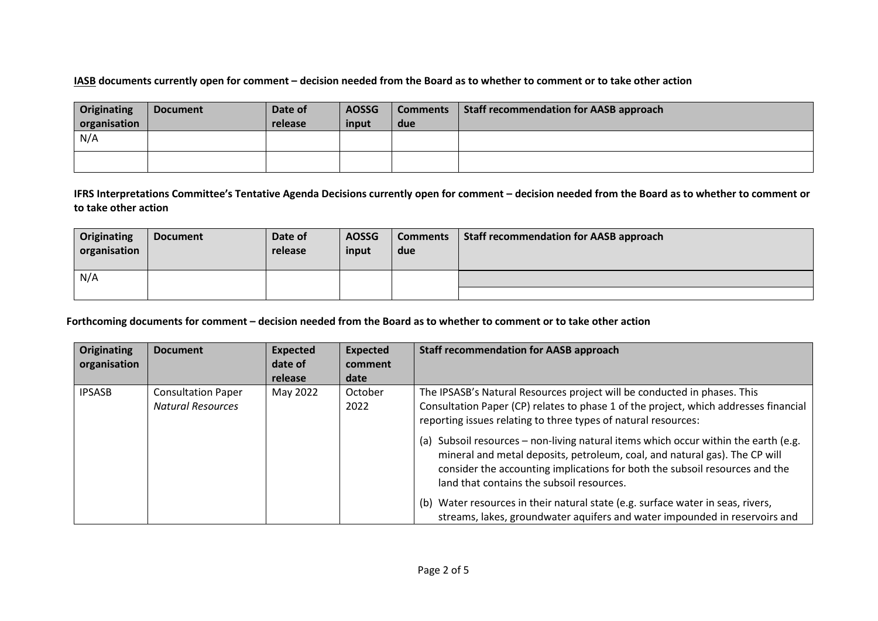**IASB documents currently open for comment – decision needed from the Board as to whether to comment or to take other action**

| Originating organisation | Document | Date of release | AOSSG input | Comments due | Staff recommendation for AASB approach |
|---|---|---|---|---|---|
| N/A | | | | | |
| | | | | | |

**IFRS Interpretations Committee's Tentative Agenda Decisions currently open for comment – decision needed from the Board as to whether to comment or to take other action**

| Originating organisation | Document | Date of release | AOSSG input | Comments due | Staff recommendation for AASB approach |
|---|---|---|---|---|---|
| N/A | | | | | |

**Forthcoming documents for comment – decision needed from the Board as to whether to comment or to take other action**

| Originating organisation | Document | Expected date of release | Expected comment date | Staff recommendation for AASB approach |
|---|---|---|---|---|
| IPSASB | Consultation Paper *Natural Resources* | May 2022 | October 2022 | The IPSASB's Natural Resources project will be conducted in phases. This Consultation Paper (CP) relates to phase 1 of the project, which addresses financial reporting issues relating to three types of natural resources:<br>(a) Subsoil resources – non-living natural items which occur within the earth (e.g. mineral and metal deposits, petroleum, coal, and natural gas). The CP will consider the accounting implications for both the subsoil resources and the land that contains the subsoil resources.<br>(b) Water resources in their natural state (e.g. surface water in seas, rivers, streams, lakes, groundwater aquifers and water impounded in reservoirs and |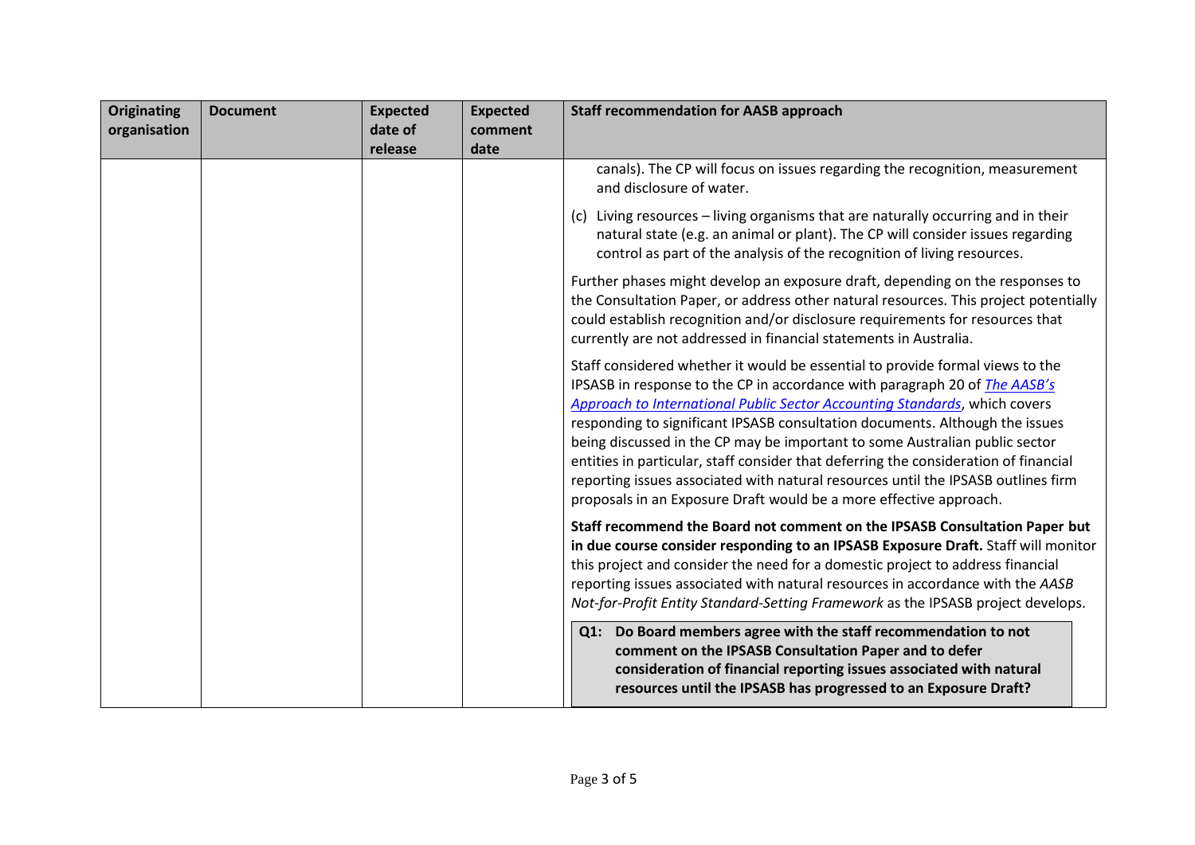| Originating organisation | Document | Expected date of release | Expected comment date | Staff recommendation for AASB approach |
|---|---|---|---|---|
| | | | | canals). The CP will focus on issues regarding the recognition, measurement and disclosure of water.<br><br>(c) Living resources – living organisms that are naturally occurring and in their natural state (e.g. an animal or plant). The CP will consider issues regarding control as part of the analysis of the recognition of living resources.<br><br>Further phases might develop an exposure draft, depending on the responses to the Consultation Paper, or address other natural resources. This project potentially could establish recognition and/or disclosure requirements for resources that currently are not addressed in financial statements in Australia.<br><br>Staff considered whether it would be essential to provide formal views to the IPSASB in response to the CP in accordance with paragraph 20 of *The AASB's Approach to International Public Sector Accounting Standards*, which covers responding to significant IPSASB consultation documents. Although the issues being discussed in the CP may be important to some Australian public sector entities in particular, staff consider that deferring the consideration of financial reporting issues associated with natural resources until the IPSASB outlines firm proposals in an Exposure Draft would be a more effective approach.<br><br>**Staff recommend the Board not comment on the IPSASB Consultation Paper but in due course consider responding to an IPSASB Exposure Draft.** Staff will monitor this project and consider the need for a domestic project to address financial reporting issues associated with natural resources in accordance with the *AASB Not-for-Profit Entity Standard-Setting Framework* as the IPSASB project develops.<br><br>**Q1: Do Board members agree with the staff recommendation to not comment on the IPSASB Consultation Paper and to defer consideration of financial reporting issues associated with natural resources until the IPSASB has progressed to an Exposure Draft?** |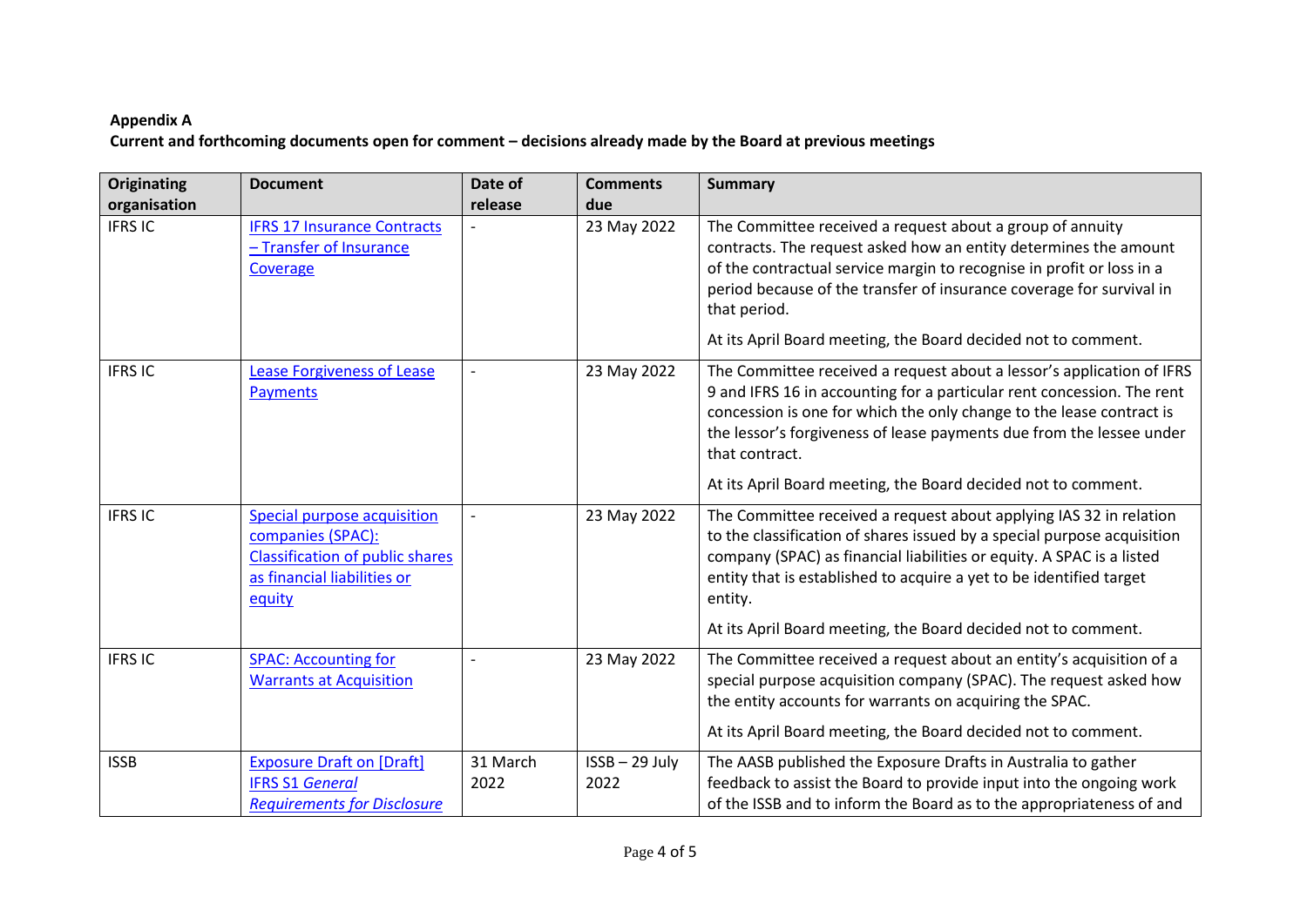**Appendix A**

**Current and forthcoming documents open for comment – decisions already made by the Board at previous meetings**

| Originating organisation | Document | Date of release | Comments due | Summary |
| --- | --- | --- | --- | --- |
| IFRS IC | IFRS 17 Insurance Contracts – Transfer of Insurance Coverage | - | 23 May 2022 | The Committee received a request about a group of annuity contracts. The request asked how an entity determines the amount of the contractual service margin to recognise in profit or loss in a period because of the transfer of insurance coverage for survival in that period.<br><br>At its April Board meeting, the Board decided not to comment. |
| IFRS IC | Lease Forgiveness of Lease Payments | - | 23 May 2022 | The Committee received a request about a lessor's application of IFRS 9 and IFRS 16 in accounting for a particular rent concession. The rent concession is one for which the only change to the lease contract is the lessor's forgiveness of lease payments due from the lessee under that contract.<br><br>At its April Board meeting, the Board decided not to comment. |
| IFRS IC | Special purpose acquisition companies (SPAC): Classification of public shares as financial liabilities or equity | - | 23 May 2022 | The Committee received a request about applying IAS 32 in relation to the classification of shares issued by a special purpose acquisition company (SPAC) as financial liabilities or equity. A SPAC is a listed entity that is established to acquire a yet to be identified target entity.<br><br>At its April Board meeting, the Board decided not to comment. |
| IFRS IC | SPAC: Accounting for Warrants at Acquisition | - | 23 May 2022 | The Committee received a request about an entity's acquisition of a special purpose acquisition company (SPAC). The request asked how the entity accounts for warrants on acquiring the SPAC.<br><br>At its April Board meeting, the Board decided not to comment. |
| ISSB | Exposure Draft on [Draft] IFRS S1 *General Requirements for Disclosure* | 31 March 2022 | ISSB – 29 July 2022 | The AASB published the Exposure Drafts in Australia to gather feedback to assist the Board to provide input into the ongoing work of the ISSB and to inform the Board as to the appropriateness of and |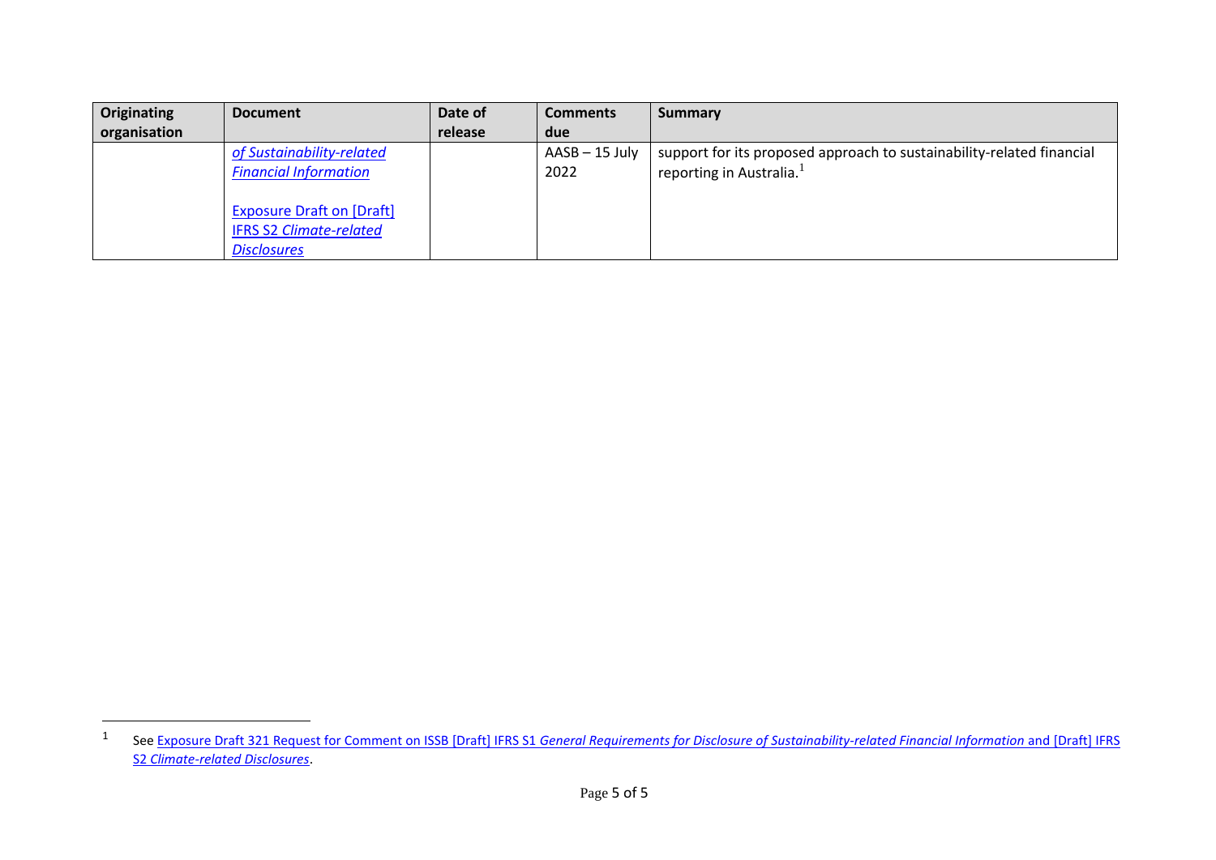| Originating organisation | Document | Date of release | Comments due | Summary |
|---|---|---|---|---|
| | *of Sustainability-related Financial Information*<br><br>Exposure Draft on [Draft] IFRS S2 *Climate-related Disclosures* | | AASB – 15 July 2022 | support for its proposed approach to sustainability-related financial reporting in Australia.[1] |

[1] See Exposure Draft 321 Request for Comment on ISSB [Draft] IFRS S1 *General Requirements for Disclosure of Sustainability-related Financial Information* and [Draft] IFRS S2 *Climate-related Disclosures*.